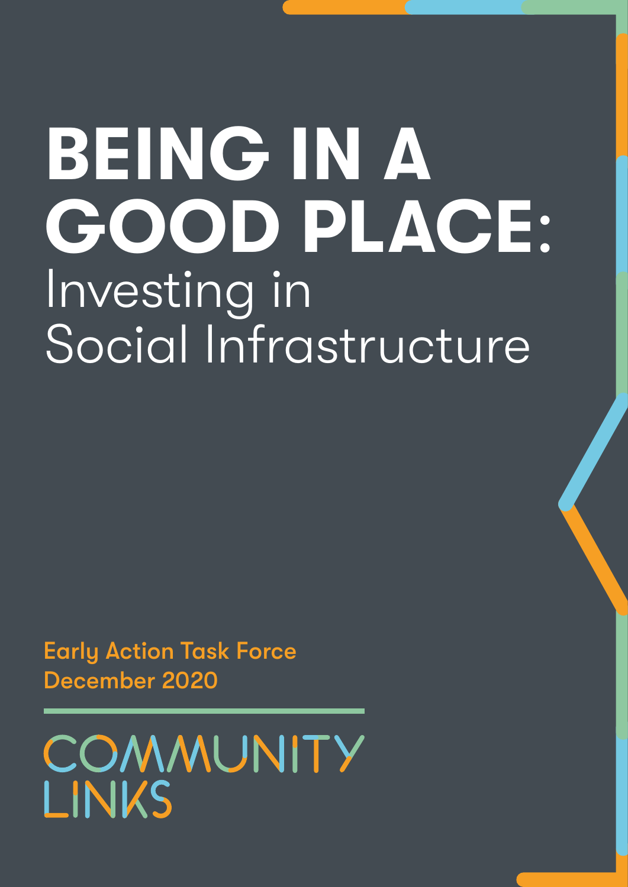# BEING IN A GOOD PLACE: Investing in Social Infrastructure

**Early Action Task Force**
**December 2020**

COMMUNITY LINKS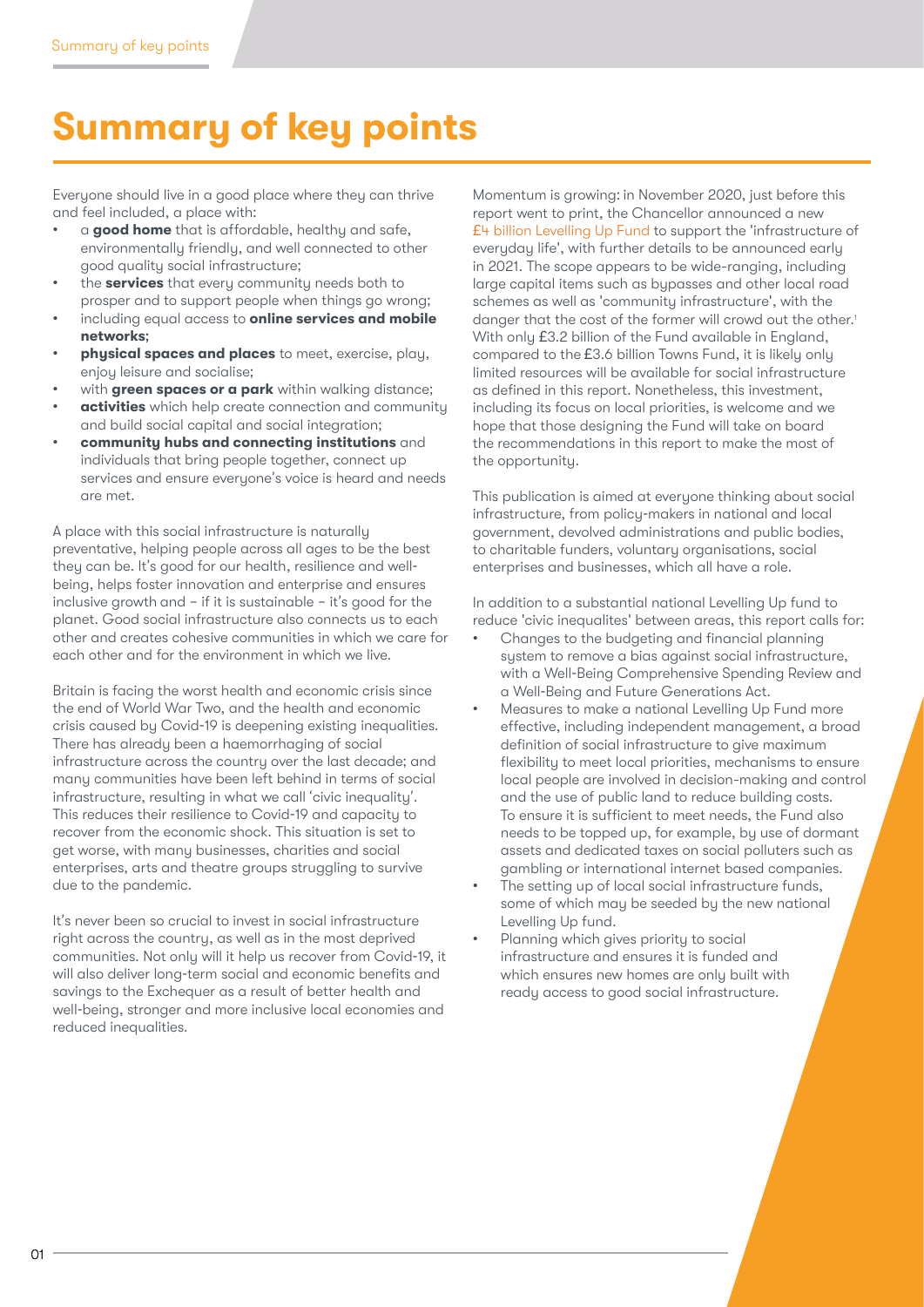# Summary of key points

Everyone should live in a good place where they can thrive and feel included, a place with:

- a **good home** that is affordable, healthy and safe, environmentally friendly, and well connected to other good quality social infrastructure;
- the **services** that every community needs both to prosper and to support people when things go wrong;
- including equal access to **online services and mobile networks**;
- **physical spaces and places** to meet, exercise, play, enjoy leisure and socialise;
- with **green spaces or a park** within walking distance;
- **activities** which help create connection and community and build social capital and social integration;
- **community hubs and connecting institutions** and individuals that bring people together, connect up services and ensure everyone's voice is heard and needs are met.

A place with this social infrastructure is naturally preventative, helping people across all ages to be the best they can be. It's good for our health, resilience and well-being, helps foster innovation and enterprise and ensures inclusive growth and – if it is sustainable – it's good for the planet. Good social infrastructure also connects us to each other and creates cohesive communities in which we care for each other and for the environment in which we live.

Britain is facing the worst health and economic crisis since the end of World War Two, and the health and economic crisis caused by Covid-19 is deepening existing inequalities. There has already been a haemorrhaging of social infrastructure across the country over the last decade; and many communities have been left behind in terms of social infrastructure, resulting in what we call 'civic inequality'. This reduces their resilience to Covid-19 and capacity to recover from the economic shock. This situation is set to get worse, with many businesses, charities and social enterprises, arts and theatre groups struggling to survive due to the pandemic.

It's never been so crucial to invest in social infrastructure right across the country, as well as in the most deprived communities. Not only will it help us recover from Covid-19, it will also deliver long-term social and economic benefits and savings to the Exchequer as a result of better health and well-being, stronger and more inclusive local economies and reduced inequalities.

Momentum is growing: in November 2020, just before this report went to print, the Chancellor announced a new £4 billion Levelling Up Fund to support the 'infrastructure of everyday life', with further details to be announced early in 2021. The scope appears to be wide-ranging, including large capital items such as bypasses and other local road schemes as well as 'community infrastructure', with the danger that the cost of the former will crowd out the other.[1] With only £3.2 billion of the Fund available in England, compared to the £3.6 billion Towns Fund, it is likely only limited resources will be available for social infrastructure as defined in this report. Nonetheless, this investment, including its focus on local priorities, is welcome and we hope that those designing the Fund will take on board the recommendations in this report to make the most of the opportunity.

This publication is aimed at everyone thinking about social infrastructure, from policy-makers in national and local government, devolved administrations and public bodies, to charitable funders, voluntary organisations, social enterprises and businesses, which all have a role.

In addition to a substantial national Levelling Up fund to reduce 'civic inequalites' between areas, this report calls for:

- Changes to the budgeting and financial planning system to remove a bias against social infrastructure, with a Well-Being Comprehensive Spending Review and a Well-Being and Future Generations Act.
- Measures to make a national Levelling Up Fund more effective, including independent management, a broad definition of social infrastructure to give maximum flexibility to meet local priorities, mechanisms to ensure local people are involved in decision-making and control and the use of public land to reduce building costs. To ensure it is sufficient to meet needs, the Fund also needs to be topped up, for example, by use of dormant assets and dedicated taxes on social polluters such as gambling or international internet based companies.
- The setting up of local social infrastructure funds, some of which may be seeded by the new national Levelling Up fund.
- Planning which gives priority to social infrastructure and ensures it is funded and which ensures new homes are only built with ready access to good social infrastructure.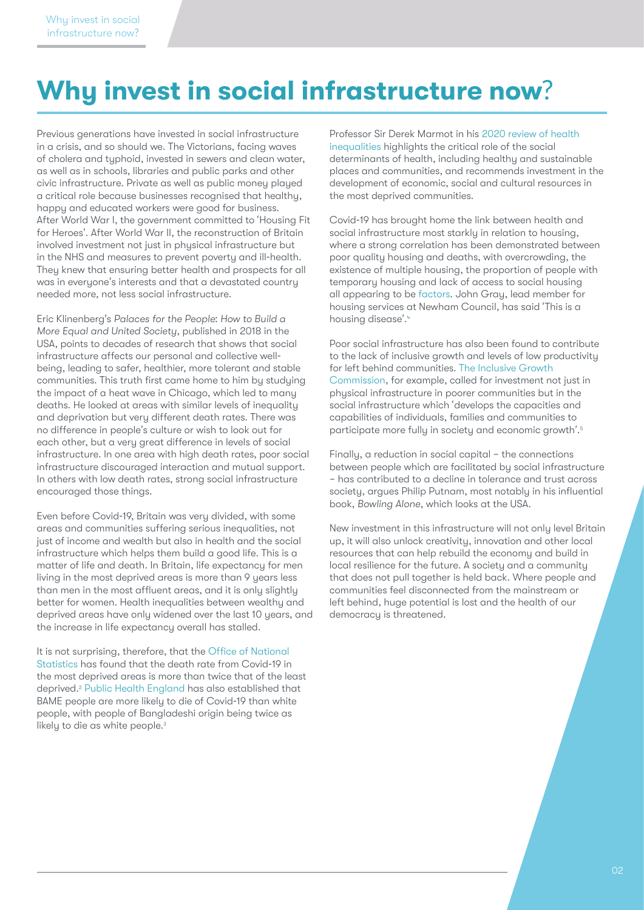# **Why invest in social infrastructure now**?

Previous generations have invested in social infrastructure in a crisis, and so should we. The Victorians, facing waves of cholera and typhoid, invested in sewers and clean water, as well as in schools, libraries and public parks and other civic infrastructure. Private as well as public money played a critical role because businesses recognised that healthy, happy and educated workers were good for business. After World War I, the government committed to 'Housing Fit for Heroes'. After World War II, the reconstruction of Britain involved investment not just in physical infrastructure but in the NHS and measures to prevent poverty and ill-health. They knew that ensuring better health and prospects for all was in everyone's interests and that a devastated country needed more, not less social infrastructure.

Eric Klinenberg's *Palaces for the People: How to Build a More Equal and United Society*, published in 2018 in the USA, points to decades of research that shows that social infrastructure affects our personal and collective well-being, leading to safer, healthier, more tolerant and stable communities. This truth first came home to him by studying the impact of a heat wave in Chicago, which led to many deaths. He looked at areas with similar levels of inequality and deprivation but very different death rates. There was no difference in people's culture or wish to look out for each other, but a very great difference in levels of social infrastructure. In one area with high death rates, poor social infrastructure discouraged interaction and mutual support. In others with low death rates, strong social infrastructure encouraged those things.

Even before Covid-19, Britain was very divided, with some areas and communities suffering serious inequalities, not just of income and wealth but also in health and the social infrastructure which helps them build a good life. This is a matter of life and death. In Britain, life expectancy for men living in the most deprived areas is more than 9 years less than men in the most affluent areas, and it is only slightly better for women. Health inequalities between wealthy and deprived areas have only widened over the last 10 years, and the increase in life expectancy overall has stalled.

It is not surprising, therefore, that the Office of National Statistics has found that the death rate from Covid-19 in the most deprived areas is more than twice that of the least deprived.[2] Public Health England has also established that BAME people are more likely to die of Covid-19 than white people, with people of Bangladeshi origin being twice as likely to die as white people.[3]

Professor Sir Derek Marmot in his 2020 review of health inequalities highlights the critical role of the social determinants of health, including healthy and sustainable places and communities, and recommends investment in the development of economic, social and cultural resources in the most deprived communities.

Covid-19 has brought home the link between health and social infrastructure most starkly in relation to housing, where a strong correlation has been demonstrated between poor quality housing and deaths, with overcrowding, the existence of multiple housing, the proportion of people with temporary housing and lack of access to social housing all appearing to be factors. John Gray, lead member for housing services at Newham Council, has said 'This is a housing disease'.[4]

Poor social infrastructure has also been found to contribute to the lack of inclusive growth and levels of low productivity for left behind communities. The Inclusive Growth Commission, for example, called for investment not just in physical infrastructure in poorer communities but in the social infrastructure which 'develops the capacities and capabilities of individuals, families and communities to participate more fully in society and economic growth'.[5]

Finally, a reduction in social capital – the connections between people which are facilitated by social infrastructure – has contributed to a decline in tolerance and trust across society, argues Philip Putnam, most notably in his influential book, *Bowling Alone*, which looks at the USA.

New investment in this infrastructure will not only level Britain up, it will also unlock creativity, innovation and other local resources that can help rebuild the economy and build in local resilience for the future. A society and a community that does not pull together is held back. Where people and communities feel disconnected from the mainstream or left behind, huge potential is lost and the health of our democracy is threatened.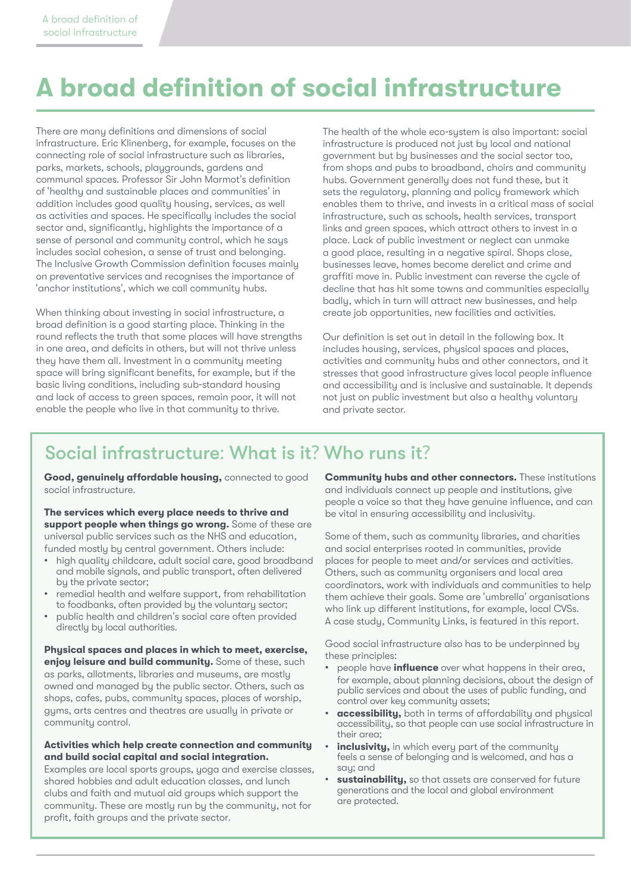# A broad definition of social infrastructure

There are many definitions and dimensions of social infrastructure. Eric Klinenberg, for example, focuses on the connecting role of social infrastructure such as libraries, parks, markets, schools, playgrounds, gardens and communal spaces. Professor Sir John Marmot's definition of 'healthy and sustainable places and communities' in addition includes good quality housing, services, as well as activities and spaces. He specifically includes the social sector and, significantly, highlights the importance of a sense of personal and community control, which he says includes social cohesion, a sense of trust and belonging. The Inclusive Growth Commission definition focuses mainly on preventative services and recognises the importance of 'anchor institutions', which we call community hubs.

When thinking about investing in social infrastructure, a broad definition is a good starting place. Thinking in the round reflects the truth that some places will have strengths in one area, and deficits in others, but will not thrive unless they have them all. Investment in a community meeting space will bring significant benefits, for example, but if the basic living conditions, including sub-standard housing and lack of access to green spaces, remain poor, it will not enable the people who live in that community to thrive.

The health of the whole eco-system is also important: social infrastructure is produced not just by local and national government but by businesses and the social sector too, from shops and pubs to broadband, choirs and community hubs. Government generally does not fund these, but it sets the regulatory, planning and policy framework which enables them to thrive, and invests in a critical mass of social infrastructure, such as schools, health services, transport links and green spaces, which attract others to invest in a place. Lack of public investment or neglect can unmake a good place, resulting in a negative spiral. Shops close, businesses leave, homes become derelict and crime and graffiti move in. Public investment can reverse the cycle of decline that has hit some towns and communities especially badly, which in turn will attract new businesses, and help create job opportunities, new facilities and activities.

Our definition is set out in detail in the following box. It includes housing, services, physical spaces and places, activities and community hubs and other connectors, and it stresses that good infrastructure gives local people influence and accessibility and is inclusive and sustainable. It depends not just on public investment but also a healthy voluntary and private sector.

## Social infrastructure: What is it? Who runs it?

**Good, genuinely affordable housing,** connected to good social infrastructure.

**The services which every place needs to thrive and support people when things go wrong.** Some of these are universal public services such as the NHS and education, funded mostly by central government. Others include:

- high quality childcare, adult social care, good broadband and mobile signals, and public transport, often delivered by the private sector;
- remedial health and welfare support, from rehabilitation to foodbanks, often provided by the voluntary sector;
- public health and children's social care often provided directly by local authorities.

**Physical spaces and places in which to meet, exercise, enjoy leisure and build community.** Some of these, such as parks, allotments, libraries and museums, are mostly owned and managed by the public sector. Others, such as shops, cafes, pubs, community spaces, places of worship, gyms, arts centres and theatres are usually in private or community control.

**Activities which help create connection and community and build social capital and social integration.** Examples are local sports groups, yoga and exercise classes, shared hobbies and adult education classes, and lunch clubs and faith and mutual aid groups which support the community. These are mostly run by the community, not for profit, faith groups and the private sector.

**Community hubs and other connectors.** These institutions and individuals connect up people and institutions, give people a voice so that they have genuine influence, and can be vital in ensuring accessibility and inclusivity.

Some of them, such as community libraries, and charities and social enterprises rooted in communities, provide places for people to meet and/or services and activities. Others, such as community organisers and local area coordinators, work with individuals and communities to help them achieve their goals. Some are 'umbrella' organisations who link up different institutions, for example, local CVSs. A case study, Community Links, is featured in this report.

Good social infrastructure also has to be underpinned by these principles:

- people have **influence** over what happens in their area, for example, about planning decisions, about the design of public services and about the uses of public funding, and control over key community assets;
- **accessibility,** both in terms of affordability and physical accessibility, so that people can use social infrastructure in their area;
- **inclusivity,** in which every part of the community feels a sense of belonging and is welcomed, and has a say; and
- **sustainability,** so that assets are conserved for future generations and the local and global environment are protected.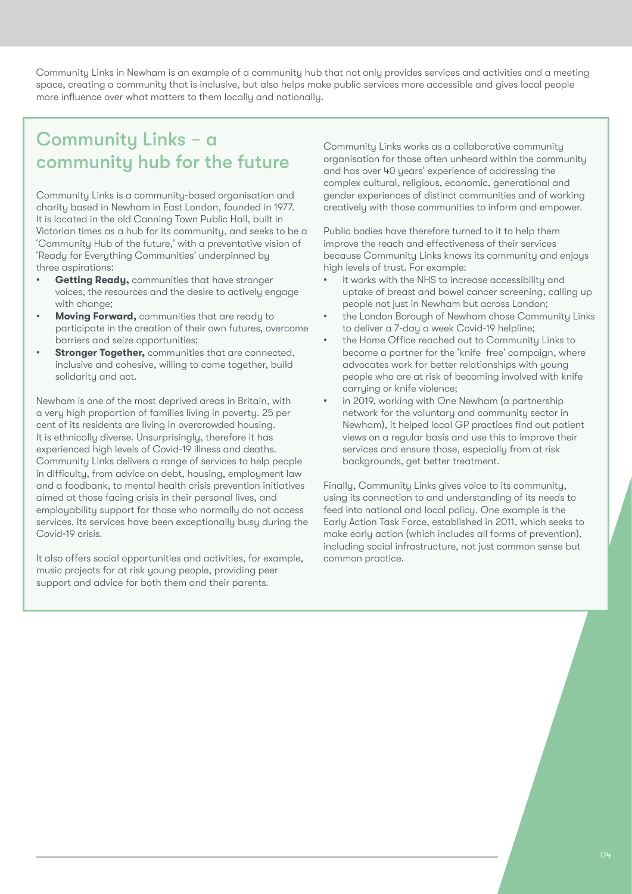Community Links in Newham is an example of a community hub that not only provides services and activities and a meeting space, creating a community that is inclusive, but also helps make public services more accessible and gives local people more influence over what matters to them locally and nationally.

## Community Links – a community hub for the future

Community Links is a community-based organisation and charity based in Newham in East London, founded in 1977. It is located in the old Canning Town Public Hall, built in Victorian times as a hub for its community, and seeks to be a 'Community Hub of the future,' with a preventative vision of 'Ready for Everything Communities' underpinned by three aspirations:

- **Getting Ready,** communities that have stronger voices, the resources and the desire to actively engage with change;
- **Moving Forward,** communities that are ready to participate in the creation of their own futures, overcome barriers and seize opportunities;
- **Stronger Together,** communities that are connected, inclusive and cohesive, willing to come together, build solidarity and act.

Newham is one of the most deprived areas in Britain, with a very high proportion of families living in poverty. 25 per cent of its residents are living in overcrowded housing. It is ethnically diverse. Unsurprisingly, therefore it has experienced high levels of Covid-19 illness and deaths. Community Links delivers a range of services to help people in difficulty, from advice on debt, housing, employment law and a foodbank, to mental health crisis prevention initiatives aimed at those facing crisis in their personal lives, and employability support for those who normally do not access services. Its services have been exceptionally busy during the Covid-19 crisis.

It also offers social opportunities and activities, for example, music projects for at risk young people, providing peer support and advice for both them and their parents.

Community Links works as a collaborative community organisation for those often unheard within the community and has over 40 years' experience of addressing the complex cultural, religious, economic, generational and gender experiences of distinct communities and of working creatively with those communities to inform and empower.

Public bodies have therefore turned to it to help them improve the reach and effectiveness of their services because Community Links knows its community and enjoys high levels of trust. For example:

- it works with the NHS to increase accessibility and uptake of breast and bowel cancer screening, calling up people not just in Newham but across London;
- the London Borough of Newham chose Community Links to deliver a 7-day a week Covid-19 helpline;
- the Home Office reached out to Community Links to become a partner for the 'knife free' campaign, where advocates work for better relationships with young people who are at risk of becoming involved with knife carrying or knife violence;
- in 2019, working with One Newham (a partnership network for the voluntary and community sector in Newham), it helped local GP practices find out patient views on a regular basis and use this to improve their services and ensure those, especially from at risk backgrounds, get better treatment.

Finally, Community Links gives voice to its community, using its connection to and understanding of its needs to feed into national and local policy. One example is the Early Action Task Force, established in 2011, which seeks to make early action (which includes all forms of prevention), including social infrastructure, not just common sense but common practice.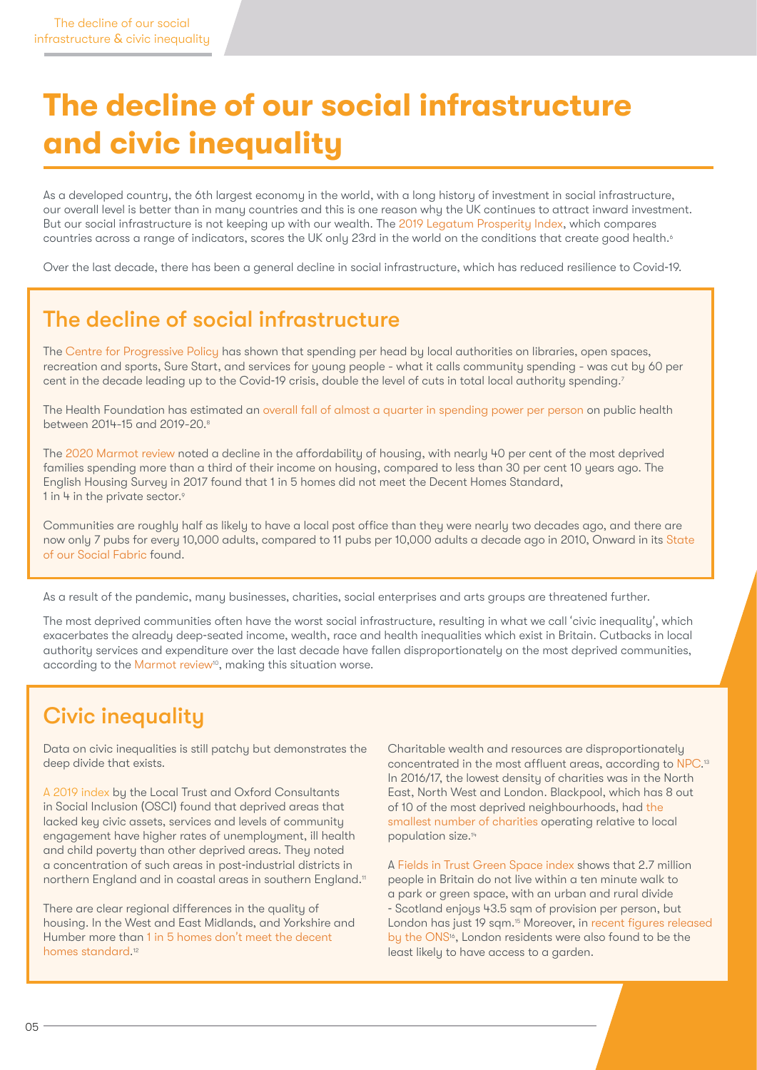# The decline of our social infrastructure and civic inequality

As a developed country, the 6th largest economy in the world, with a long history of investment in social infrastructure, our overall level is better than in many countries and this is one reason why the UK continues to attract inward investment. But our social infrastructure is not keeping up with our wealth. The 2019 Legatum Prosperity Index, which compares countries across a range of indicators, scores the UK only 23rd in the world on the conditions that create good health.[6]

Over the last decade, there has been a general decline in social infrastructure, which has reduced resilience to Covid-19.

## The decline of social infrastructure

The Centre for Progressive Policy has shown that spending per head by local authorities on libraries, open spaces, recreation and sports, Sure Start, and services for young people - what it calls community spending - was cut by 60 per cent in the decade leading up to the Covid-19 crisis, double the level of cuts in total local authority spending.[7]

The Health Foundation has estimated an overall fall of almost a quarter in spending power per person on public health between 2014-15 and 2019-20.[8]

The 2020 Marmot review noted a decline in the affordability of housing, with nearly 40 per cent of the most deprived families spending more than a third of their income on housing, compared to less than 30 per cent 10 years ago. The English Housing Survey in 2017 found that 1 in 5 homes did not meet the Decent Homes Standard, 1 in 4 in the private sector.[9]

Communities are roughly half as likely to have a local post office than they were nearly two decades ago, and there are now only 7 pubs for every 10,000 adults, compared to 11 pubs per 10,000 adults a decade ago in 2010, Onward in its State of our Social Fabric found.

As a result of the pandemic, many businesses, charities, social enterprises and arts groups are threatened further.

The most deprived communities often have the worst social infrastructure, resulting in what we call 'civic inequality', which exacerbates the already deep-seated income, wealth, race and health inequalities which exist in Britain. Cutbacks in local authority services and expenditure over the last decade have fallen disproportionately on the most deprived communities, according to the Marmot review[10], making this situation worse.

## Civic inequality

Data on civic inequalities is still patchy but demonstrates the deep divide that exists.

A 2019 index by the Local Trust and Oxford Consultants in Social Inclusion (OSCI) found that deprived areas that lacked key civic assets, services and levels of community engagement have higher rates of unemployment, ill health and child poverty than other deprived areas. They noted a concentration of such areas in post-industrial districts in northern England and in coastal areas in southern England.[11]

There are clear regional differences in the quality of housing. In the West and East Midlands, and Yorkshire and Humber more than 1 in 5 homes don't meet the decent homes standard.[12]

Charitable wealth and resources are disproportionately concentrated in the most affluent areas, according to NPC.[13] In 2016/17, the lowest density of charities was in the North East, North West and London. Blackpool, which has 8 out of 10 of the most deprived neighbourhoods, had the smallest number of charities operating relative to local population size.[14]

A Fields in Trust Green Space index shows that 2.7 million people in Britain do not live within a ten minute walk to a park or green space, with an urban and rural divide - Scotland enjoys 43.5 sqm of provision per person, but London has just 19 sqm.[15] Moreover, in recent figures released by the ONS[16], London residents were also found to be the least likely to have access to a garden.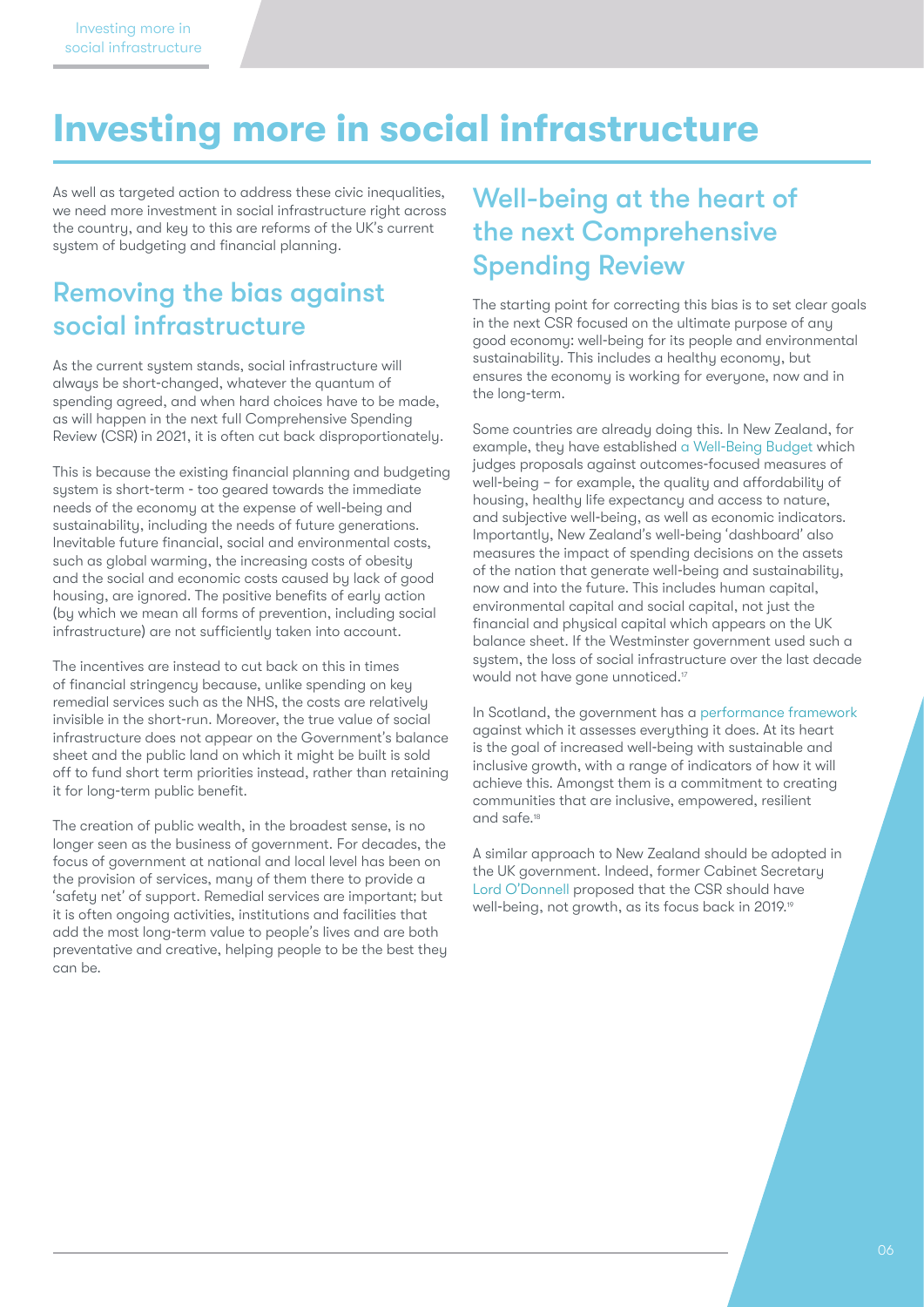# Investing more in social infrastructure

As well as targeted action to address these civic inequalities, we need more investment in social infrastructure right across the country, and key to this are reforms of the UK's current system of budgeting and financial planning.

## Removing the bias against social infrastructure

As the current system stands, social infrastructure will always be short-changed, whatever the quantum of spending agreed, and when hard choices have to be made, as will happen in the next full Comprehensive Spending Review (CSR) in 2021, it is often cut back disproportionately.

This is because the existing financial planning and budgeting system is short-term - too geared towards the immediate needs of the economy at the expense of well-being and sustainability, including the needs of future generations. Inevitable future financial, social and environmental costs, such as global warming, the increasing costs of obesity and the social and economic costs caused by lack of good housing, are ignored. The positive benefits of early action (by which we mean all forms of prevention, including social infrastructure) are not sufficiently taken into account.

The incentives are instead to cut back on this in times of financial stringency because, unlike spending on key remedial services such as the NHS, the costs are relatively invisible in the short-run. Moreover, the true value of social infrastructure does not appear on the Government's balance sheet and the public land on which it might be built is sold off to fund short term priorities instead, rather than retaining it for long-term public benefit.

The creation of public wealth, in the broadest sense, is no longer seen as the business of government. For decades, the focus of government at national and local level has been on the provision of services, many of them there to provide a 'safety net' of support. Remedial services are important; but it is often ongoing activities, institutions and facilities that add the most long-term value to people's lives and are both preventative and creative, helping people to be the best they can be.

## Well-being at the heart of the next Comprehensive Spending Review

The starting point for correcting this bias is to set clear goals in the next CSR focused on the ultimate purpose of any good economy: well-being for its people and environmental sustainability. This includes a healthy economy, but ensures the economy is working for everyone, now and in the long-term.

Some countries are already doing this. In New Zealand, for example, they have established a Well-Being Budget which judges proposals against outcomes-focused measures of well-being – for example, the quality and affordability of housing, healthy life expectancy and access to nature, and subjective well-being, as well as economic indicators. Importantly, New Zealand's well-being 'dashboard' also measures the impact of spending decisions on the assets of the nation that generate well-being and sustainability, now and into the future. This includes human capital, environmental capital and social capital, not just the financial and physical capital which appears on the UK balance sheet. If the Westminster government used such a system, the loss of social infrastructure over the last decade would not have gone unnoticed.[17]

In Scotland, the government has a performance framework against which it assesses everything it does. At its heart is the goal of increased well-being with sustainable and inclusive growth, with a range of indicators of how it will achieve this. Amongst them is a commitment to creating communities that are inclusive, empowered, resilient and safe.[18]

A similar approach to New Zealand should be adopted in the UK government. Indeed, former Cabinet Secretary Lord O'Donnell proposed that the CSR should have well-being, not growth, as its focus back in 2019.[19]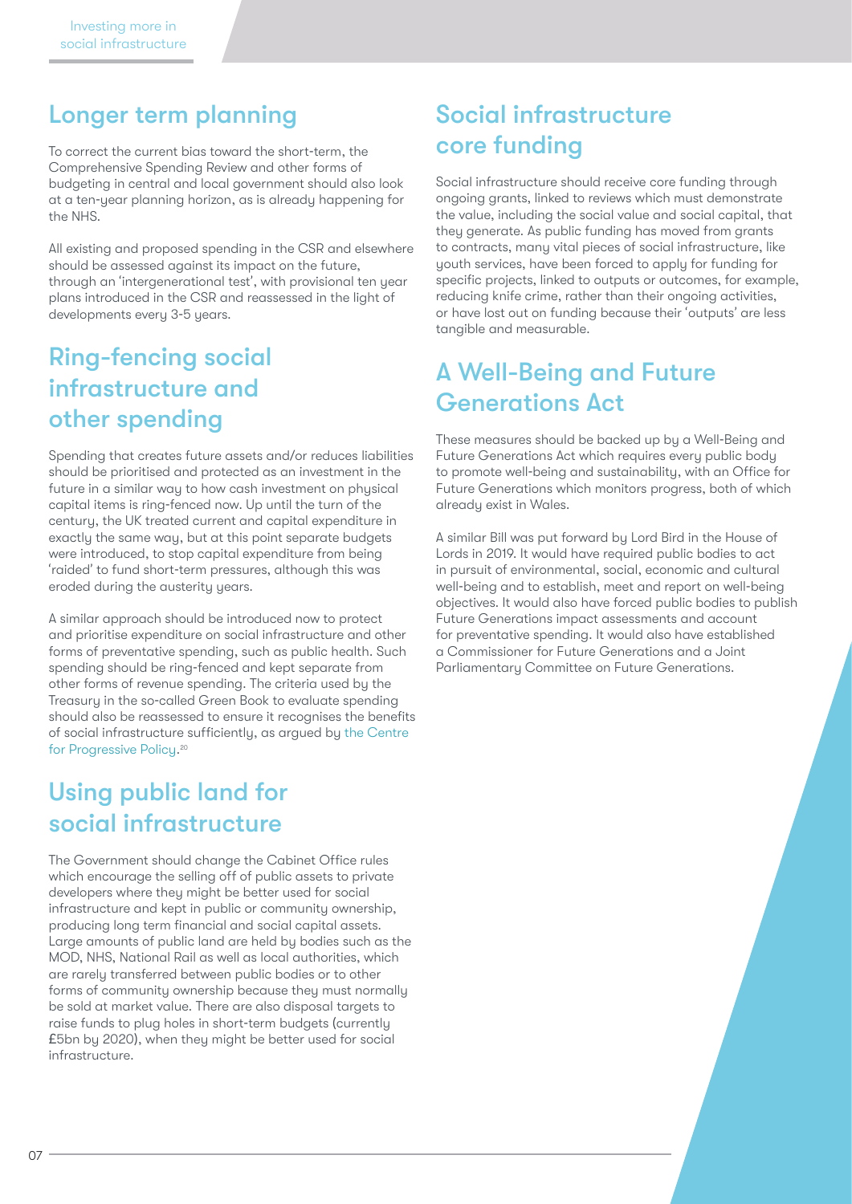## Longer term planning

To correct the current bias toward the short-term, the Comprehensive Spending Review and other forms of budgeting in central and local government should also look at a ten-year planning horizon, as is already happening for the NHS.

All existing and proposed spending in the CSR and elsewhere should be assessed against its impact on the future, through an 'intergenerational test', with provisional ten year plans introduced in the CSR and reassessed in the light of developments every 3-5 years.

## Ring-fencing social infrastructure and other spending

Spending that creates future assets and/or reduces liabilities should be prioritised and protected as an investment in the future in a similar way to how cash investment on physical capital items is ring-fenced now. Up until the turn of the century, the UK treated current and capital expenditure in exactly the same way, but at this point separate budgets were introduced, to stop capital expenditure from being 'raided' to fund short-term pressures, although this was eroded during the austerity years.

A similar approach should be introduced now to protect and prioritise expenditure on social infrastructure and other forms of preventative spending, such as public health. Such spending should be ring-fenced and kept separate from other forms of revenue spending. The criteria used by the Treasury in the so-called Green Book to evaluate spending should also be reassessed to ensure it recognises the benefits of social infrastructure sufficiently, as argued by the Centre for Progressive Policy.[20]

## Using public land for social infrastructure

The Government should change the Cabinet Office rules which encourage the selling off of public assets to private developers where they might be better used for social infrastructure and kept in public or community ownership, producing long term financial and social capital assets. Large amounts of public land are held by bodies such as the MOD, NHS, National Rail as well as local authorities, which are rarely transferred between public bodies or to other forms of community ownership because they must normally be sold at market value. There are also disposal targets to raise funds to plug holes in short-term budgets (currently £5bn by 2020), when they might be better used for social infrastructure.

## Social infrastructure core funding

Social infrastructure should receive core funding through ongoing grants, linked to reviews which must demonstrate the value, including the social value and social capital, that they generate. As public funding has moved from grants to contracts, many vital pieces of social infrastructure, like youth services, have been forced to apply for funding for specific projects, linked to outputs or outcomes, for example, reducing knife crime, rather than their ongoing activities, or have lost out on funding because their 'outputs' are less tangible and measurable.

## A Well-Being and Future Generations Act

These measures should be backed up by a Well-Being and Future Generations Act which requires every public body to promote well-being and sustainability, with an Office for Future Generations which monitors progress, both of which already exist in Wales.

A similar Bill was put forward by Lord Bird in the House of Lords in 2019. It would have required public bodies to act in pursuit of environmental, social, economic and cultural well-being and to establish, meet and report on well-being objectives. It would also have forced public bodies to publish Future Generations impact assessments and account for preventative spending. It would also have established a Commissioner for Future Generations and a Joint Parliamentary Committee on Future Generations.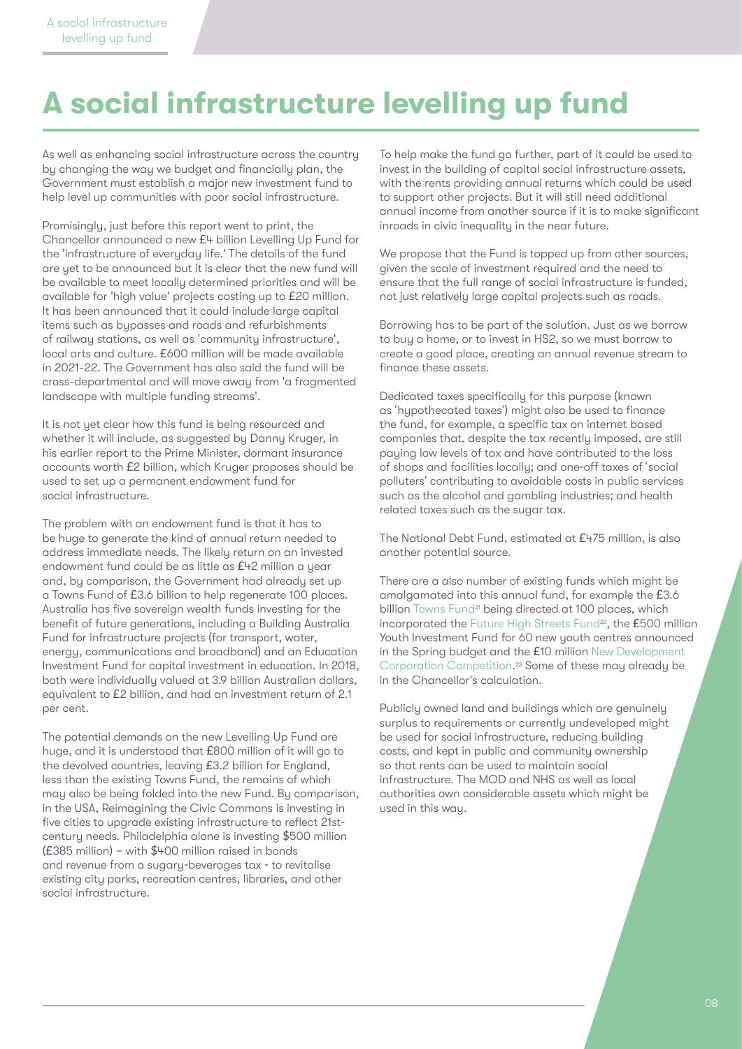# A social infrastructure levelling up fund

As well as enhancing social infrastructure across the country by changing the way we budget and financially plan, the Government must establish a major new investment fund to help level up communities with poor social infrastructure.

Promisingly, just before this report went to print, the Chancellor announced a new £4 billion Levelling Up Fund for the 'infrastructure of everyday life.' The details of the fund are yet to be announced but it is clear that the new fund will be available to meet locally determined priorities and will be available for 'high value' projects costing up to £20 million. It has been announced that it could include large capital items such as bypasses and roads and refurbishments of railway stations, as well as 'community infrastructure', local arts and culture. £600 million will be made available in 2021-22. The Government has also said the fund will be cross-departmental and will move away from 'a fragmented landscape with multiple funding streams'.

It is not yet clear how this fund is being resourced and whether it will include, as suggested by Danny Kruger, in his earlier report to the Prime Minister, dormant insurance accounts worth £2 billion, which Kruger proposes should be used to set up a permanent endowment fund for social infrastructure.

The problem with an endowment fund is that it has to be huge to generate the kind of annual return needed to address immediate needs. The likely return on an invested endowment fund could be as little as £42 million a year and, by comparison, the Government had already set up a Towns Fund of £3.6 billion to help regenerate 100 places. Australia has five sovereign wealth funds investing for the benefit of future generations, including a Building Australia Fund for infrastructure projects (for transport, water, energy, communications and broadband) and an Education Investment Fund for capital investment in education. In 2018, both were individually valued at 3.9 billion Australian dollars, equivalent to £2 billion, and had an investment return of 2.1 per cent.

The potential demands on the new Levelling Up Fund are huge, and it is understood that £800 million of it will go to the devolved countries, leaving £3.2 billion for England, less than the existing Towns Fund, the remains of which may also be being folded into the new Fund. By comparison, in the USA, Reimagining the Civic Commons is investing in five cities to upgrade existing infrastructure to reflect 21st-century needs. Philadelphia alone is investing $500 million (£385 million) – with $400 million raised in bonds and revenue from a sugary-beverages tax - to revitalise existing city parks, recreation centres, libraries, and other social infrastructure.

To help make the fund go further, part of it could be used to invest in the building of capital social infrastructure assets, with the rents providing annual returns which could be used to support other projects. But it will still need additional annual income from another source if it is to make significant inroads in civic inequality in the near future.

We propose that the Fund is topped up from other sources, given the scale of investment required and the need to ensure that the full range of social infrastructure is funded, not just relatively large capital projects such as roads.

Borrowing has to be part of the solution. Just as we borrow to buy a home, or to invest in HS2, so we must borrow to create a good place, creating an annual revenue stream to finance these assets.

Dedicated taxes specifically for this purpose (known as 'hypothecated taxes') might also be used to finance the fund, for example, a specific tax on internet based companies that, despite the tax recently imposed, are still paying low levels of tax and have contributed to the loss of shops and facilities locally; and one-off taxes of 'social polluters' contributing to avoidable costs in public services such as the alcohol and gambling industries; and health related taxes such as the sugar tax.

The National Debt Fund, estimated at £475 million, is also another potential source.

There are a also number of existing funds which might be amalgamated into this annual fund, for example the £3.6 billion Towns Fund[21] being directed at 100 places, which incorporated the Future High Streets Fund[22], the £500 million Youth Investment Fund for 60 new youth centres announced in the Spring budget and the £10 million New Development Corporation Competition.[23] Some of these may already be in the Chancellor's calculation.

Publicly owned land and buildings which are genuinely surplus to requirements or currently undeveloped might be used for social infrastructure, reducing building costs, and kept in public and community ownership so that rents can be used to maintain social infrastructure. The MOD and NHS as well as local authorities own considerable assets which might be used in this way.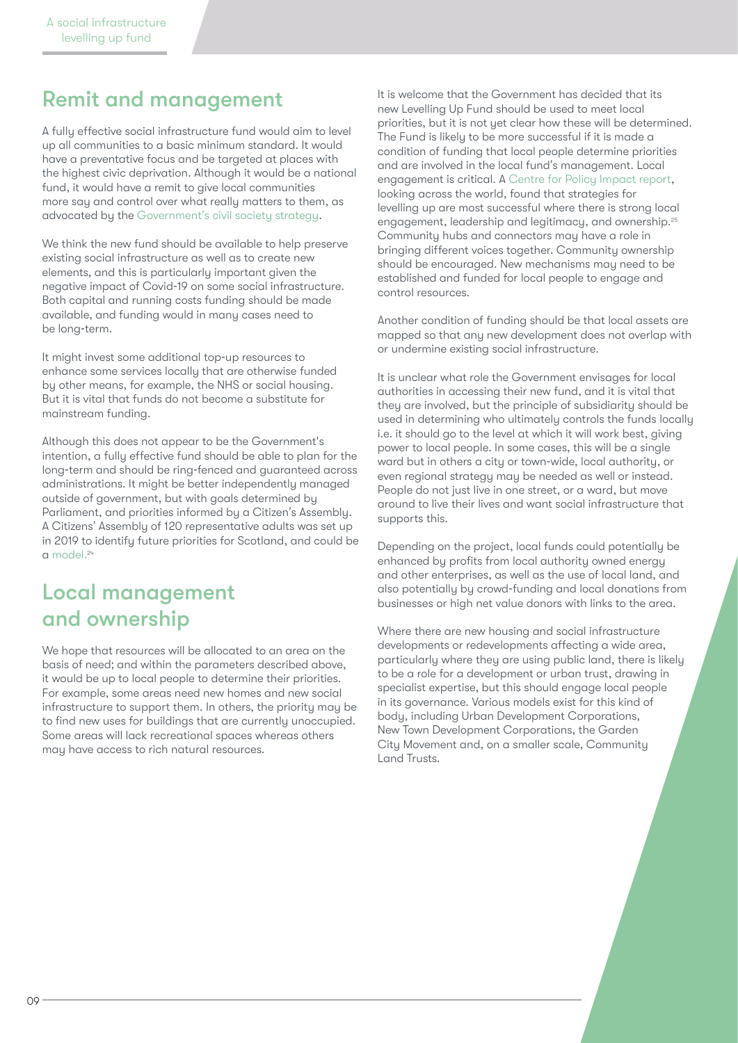## Remit and management

A fully effective social infrastructure fund would aim to level up all communities to a basic minimum standard. It would have a preventative focus and be targeted at places with the highest civic deprivation. Although it would be a national fund, it would have a remit to give local communities more say and control over what really matters to them, as advocated by the Government's civil society strategy.

We think the new fund should be available to help preserve existing social infrastructure as well as to create new elements, and this is particularly important given the negative impact of Covid-19 on some social infrastructure. Both capital and running costs funding should be made available, and funding would in many cases need to be long-term.

It might invest some additional top-up resources to enhance some services locally that are otherwise funded by other means, for example, the NHS or social housing. But it is vital that funds do not become a substitute for mainstream funding.

Although this does not appear to be the Government's intention, a fully effective fund should be able to plan for the long-term and should be ring-fenced and guaranteed across administrations. It might be better independently managed outside of government, but with goals determined by Parliament, and priorities informed by a Citizen's Assembly. A Citizens' Assembly of 120 representative adults was set up in 2019 to identify future priorities for Scotland, and could be a model.[24]

## Local management and ownership

We hope that resources will be allocated to an area on the basis of need; and within the parameters described above, it would be up to local people to determine their priorities. For example, some areas need new homes and new social infrastructure to support them. In others, the priority may be to find new uses for buildings that are currently unoccupied. Some areas will lack recreational spaces whereas others may have access to rich natural resources.

It is welcome that the Government has decided that its new Levelling Up Fund should be used to meet local priorities, but it is not yet clear how these will be determined. The Fund is likely to be more successful if it is made a condition of funding that local people determine priorities and are involved in the local fund's management. Local engagement is critical. A Centre for Policy Impact report, looking across the world, found that strategies for levelling up are most successful where there is strong local engagement, leadership and legitimacy, and ownership.[25] Community hubs and connectors may have a role in bringing different voices together. Community ownership should be encouraged. New mechanisms may need to be established and funded for local people to engage and control resources.

Another condition of funding should be that local assets are mapped so that any new development does not overlap with or undermine existing social infrastructure.

It is unclear what role the Government envisages for local authorities in accessing their new fund, and it is vital that they are involved, but the principle of subsidiarity should be used in determining who ultimately controls the funds locally i.e. it should go to the level at which it will work best, giving power to local people. In some cases, this will be a single ward but in others a city or town-wide, local authority, or even regional strategy may be needed as well or instead. People do not just live in one street, or a ward, but move around to live their lives and want social infrastructure that supports this.

Depending on the project, local funds could potentially be enhanced by profits from local authority owned energy and other enterprises, as well as the use of local land, and also potentially by crowd-funding and local donations from businesses or high net value donors with links to the area.

Where there are new housing and social infrastructure developments or redevelopments affecting a wide area, particularly where they are using public land, there is likely to be a role for a development or urban trust, drawing in specialist expertise, but this should engage local people in its governance. Various models exist for this kind of body, including Urban Development Corporations, New Town Development Corporations, the Garden City Movement and, on a smaller scale, Community Land Trusts.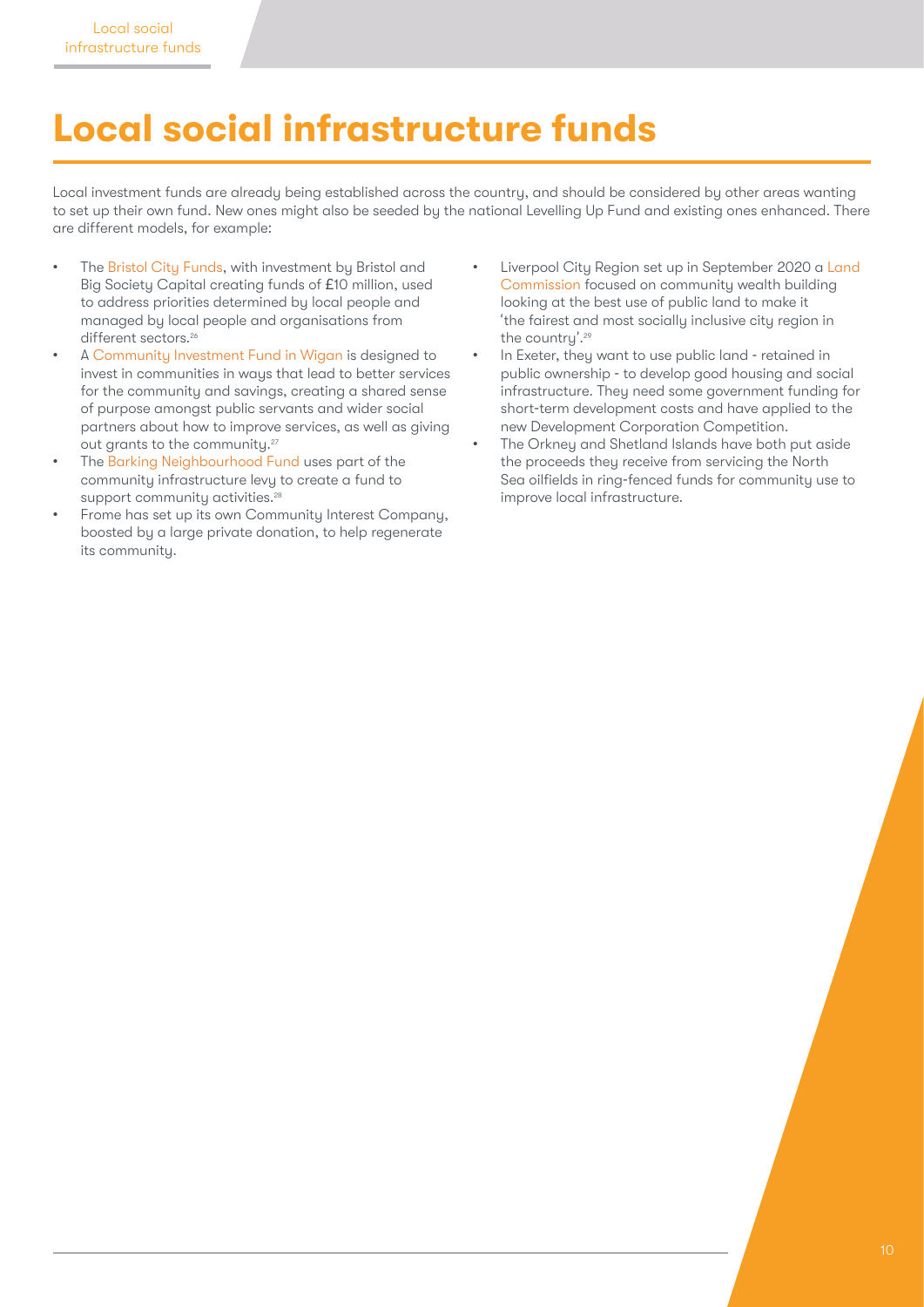# Local social infrastructure funds

Local investment funds are already being established across the country, and should be considered by other areas wanting to set up their own fund. New ones might also be seeded by the national Levelling Up Fund and existing ones enhanced. There are different models, for example:

- The Bristol City Funds, with investment by Bristol and Big Society Capital creating funds of £10 million, used to address priorities determined by local people and managed by local people and organisations from different sectors.[26]
- A Community Investment Fund in Wigan is designed to invest in communities in ways that lead to better services for the community and savings, creating a shared sense of purpose amongst public servants and wider social partners about how to improve services, as well as giving out grants to the community.[27]
- The Barking Neighbourhood Fund uses part of the community infrastructure levy to create a fund to support community activities.[28]
- Frome has set up its own Community Interest Company, boosted by a large private donation, to help regenerate its community.
- Liverpool City Region set up in September 2020 a Land Commission focused on community wealth building looking at the best use of public land to make it 'the fairest and most socially inclusive city region in the country'.[29]
- In Exeter, they want to use public land - retained in public ownership - to develop good housing and social infrastructure. They need some government funding for short-term development costs and have applied to the new Development Corporation Competition.
- The Orkney and Shetland Islands have both put aside the proceeds they receive from servicing the North Sea oilfields in ring-fenced funds for community use to improve local infrastructure.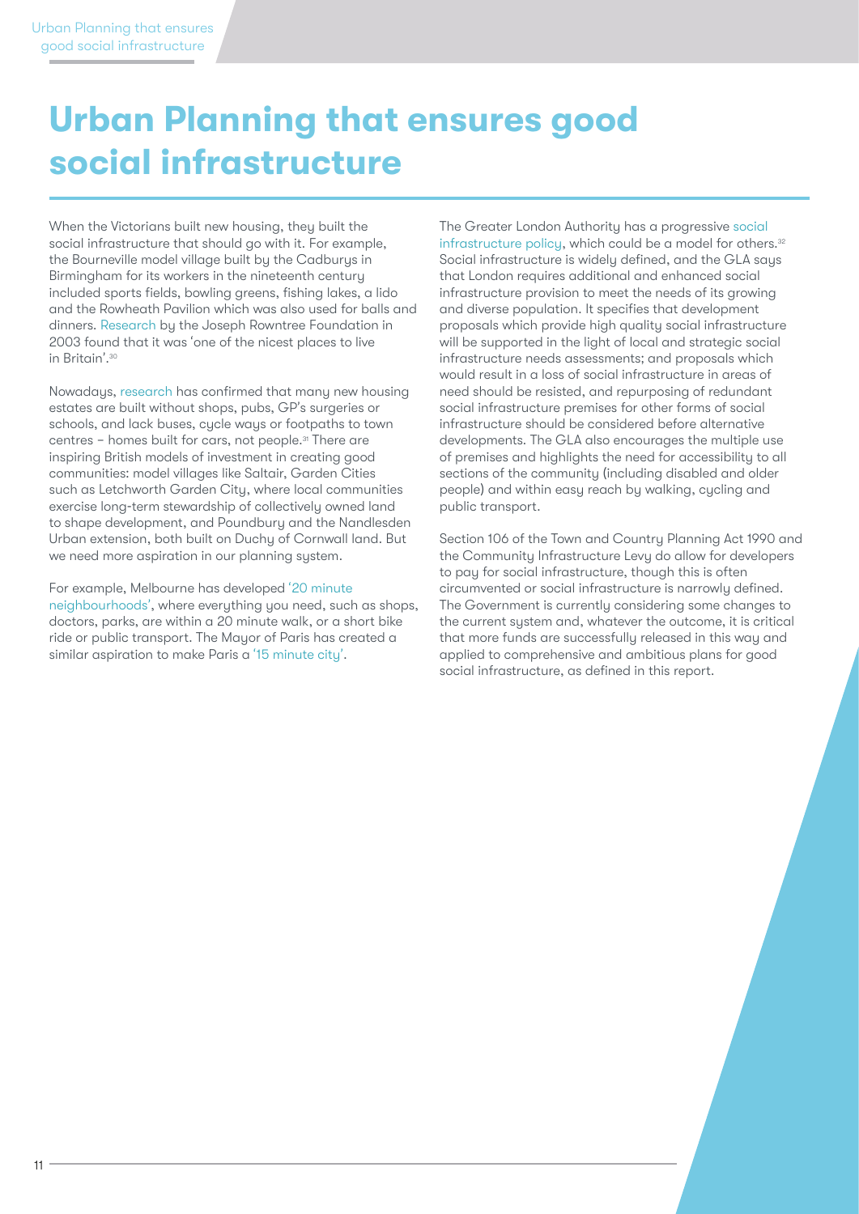# Urban Planning that ensures good social infrastructure

When the Victorians built new housing, they built the social infrastructure that should go with it. For example, the Bourneville model village built by the Cadburys in Birmingham for its workers in the nineteenth century included sports fields, bowling greens, fishing lakes, a lido and the Rowheath Pavilion which was also used for balls and dinners. Research by the Joseph Rowntree Foundation in 2003 found that it was 'one of the nicest places to live in Britain'.[30]

Nowadays, research has confirmed that many new housing estates are built without shops, pubs, GP's surgeries or schools, and lack buses, cycle ways or footpaths to town centres – homes built for cars, not people.[31] There are inspiring British models of investment in creating good communities: model villages like Saltair, Garden Cities such as Letchworth Garden City, where local communities exercise long-term stewardship of collectively owned land to shape development, and Poundbury and the Nandlesden Urban extension, both built on Duchy of Cornwall land. But we need more aspiration in our planning system.

For example, Melbourne has developed '20 minute neighbourhoods', where everything you need, such as shops, doctors, parks, are within a 20 minute walk, or a short bike ride or public transport. The Mayor of Paris has created a similar aspiration to make Paris a '15 minute city'.

The Greater London Authority has a progressive social infrastructure policy, which could be a model for others.[32] Social infrastructure is widely defined, and the GLA says that London requires additional and enhanced social infrastructure provision to meet the needs of its growing and diverse population. It specifies that development proposals which provide high quality social infrastructure will be supported in the light of local and strategic social infrastructure needs assessments; and proposals which would result in a loss of social infrastructure in areas of need should be resisted, and repurposing of redundant social infrastructure premises for other forms of social infrastructure should be considered before alternative developments. The GLA also encourages the multiple use of premises and highlights the need for accessibility to all sections of the community (including disabled and older people) and within easy reach by walking, cycling and public transport.

Section 106 of the Town and Country Planning Act 1990 and the Community Infrastructure Levy do allow for developers to pay for social infrastructure, though this is often circumvented or social infrastructure is narrowly defined. The Government is currently considering some changes to the current system and, whatever the outcome, it is critical that more funds are successfully released in this way and applied to comprehensive and ambitious plans for good social infrastructure, as defined in this report.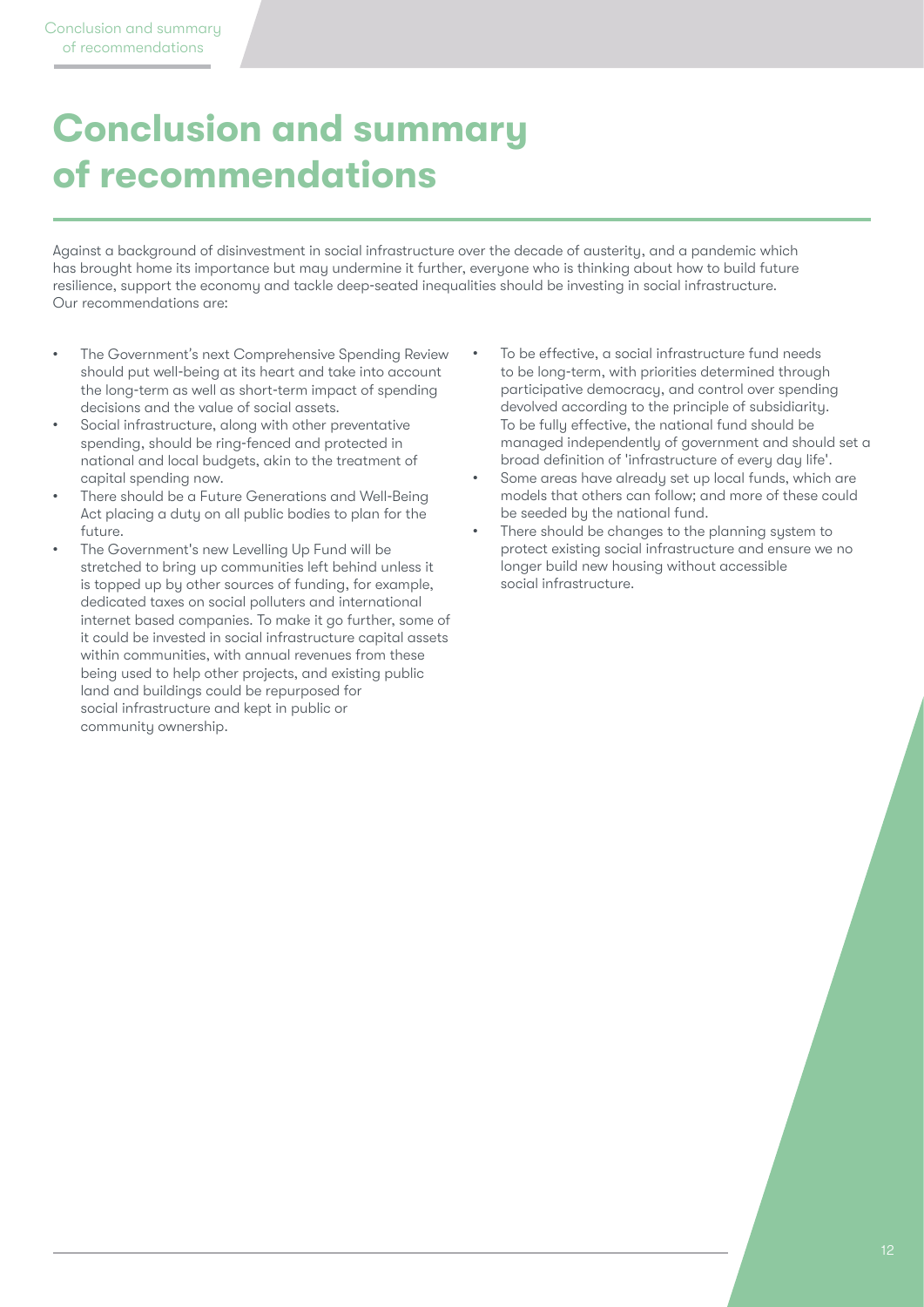# Conclusion and summary of recommendations

Against a background of disinvestment in social infrastructure over the decade of austerity, and a pandemic which has brought home its importance but may undermine it further, everyone who is thinking about how to build future resilience, support the economy and tackle deep-seated inequalities should be investing in social infrastructure. Our recommendations are:

- The Government's next Comprehensive Spending Review should put well-being at its heart and take into account the long-term as well as short-term impact of spending decisions and the value of social assets.
- Social infrastructure, along with other preventative spending, should be ring-fenced and protected in national and local budgets, akin to the treatment of capital spending now.
- There should be a Future Generations and Well-Being Act placing a duty on all public bodies to plan for the future.
- The Government's new Levelling Up Fund will be stretched to bring up communities left behind unless it is topped up by other sources of funding, for example, dedicated taxes on social polluters and international internet based companies. To make it go further, some of it could be invested in social infrastructure capital assets within communities, with annual revenues from these being used to help other projects, and existing public land and buildings could be repurposed for social infrastructure and kept in public or community ownership.
- To be effective, a social infrastructure fund needs to be long-term, with priorities determined through participative democracy, and control over spending devolved according to the principle of subsidiarity. To be fully effective, the national fund should be managed independently of government and should set a broad definition of 'infrastructure of every day life'.
- Some areas have already set up local funds, which are models that others can follow; and more of these could be seeded by the national fund.
- There should be changes to the planning system to protect existing social infrastructure and ensure we no longer build new housing without accessible social infrastructure.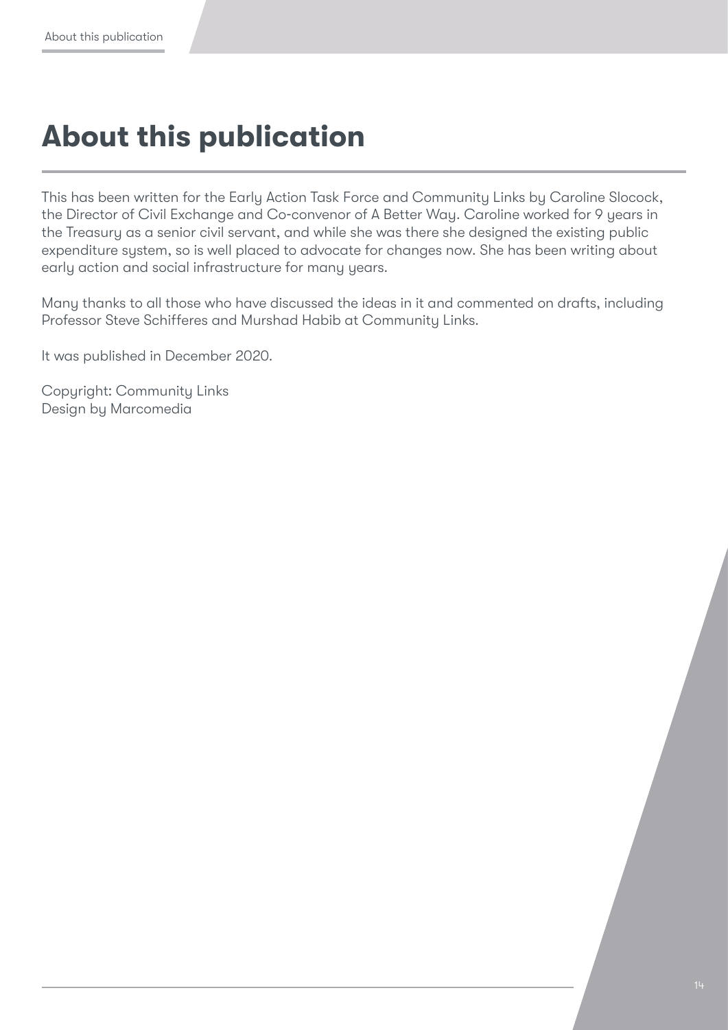# About this publication

This has been written for the Early Action Task Force and Community Links by Caroline Slocock, the Director of Civil Exchange and Co-convenor of A Better Way. Caroline worked for 9 years in the Treasury as a senior civil servant, and while she was there she designed the existing public expenditure system, so is well placed to advocate for changes now. She has been writing about early action and social infrastructure for many years.

Many thanks to all those who have discussed the ideas in it and commented on drafts, including Professor Steve Schifferes and Murshad Habib at Community Links.

It was published in December 2020.

Copyright: Community Links
Design by Marcomedia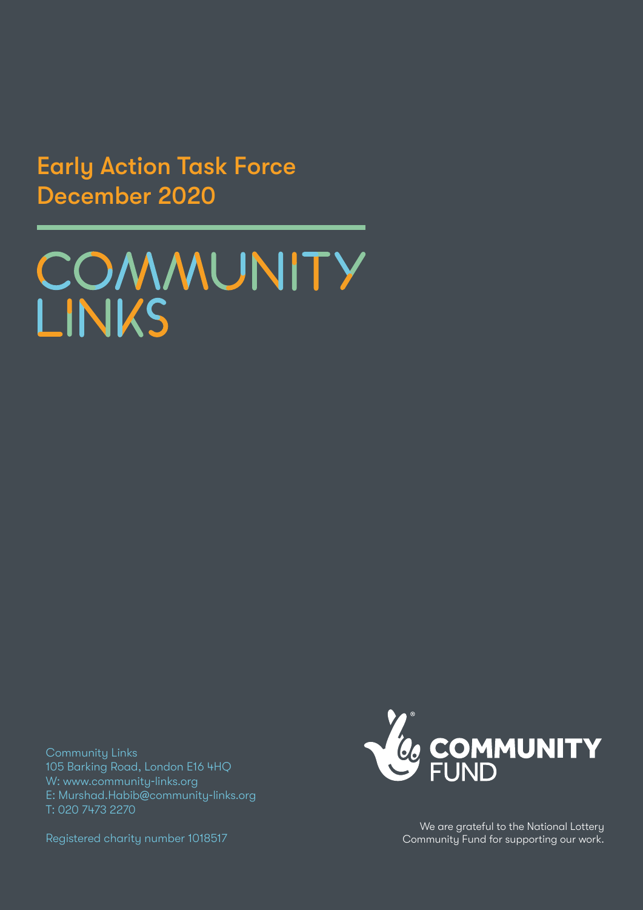# Early Action Task Force
## December 2020

COMMUNITY LINKS

Community Links
105 Barking Road, London E16 4HQ
W: www.community-links.org
E: Murshad.Habib@community-links.org
T: 020 7473 2270

Registered charity number 1018517

COMMUNITY FUND

We are grateful to the National Lottery Community Fund for supporting our work.